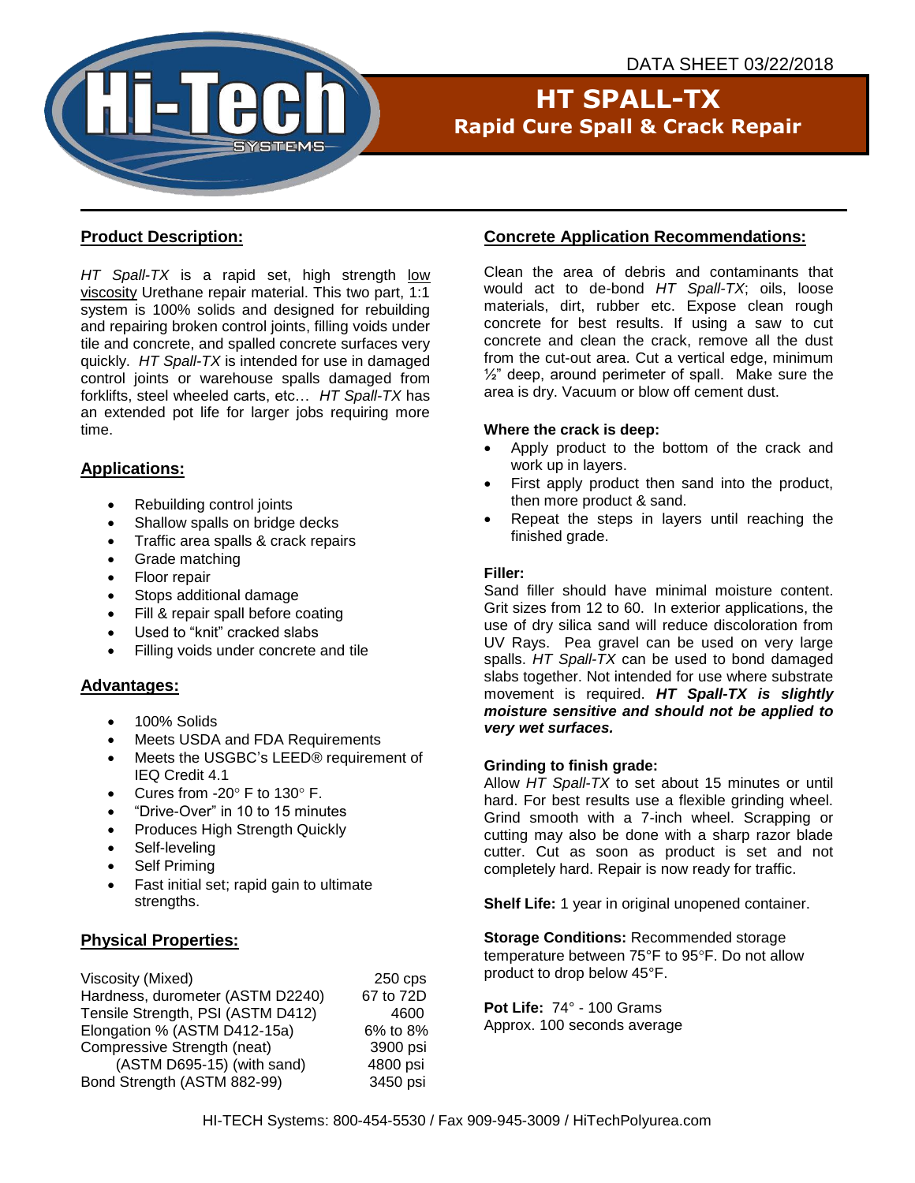DATA SHEET 03/22/2018

# HT SPALL-TX
## Rapid Cure Spall & Crack Repair

## Product Description:

*HT Spall-TX* is a rapid set, high strength low viscosity Urethane repair material. This two part, 1:1 system is 100% solids and designed for rebuilding and repairing broken control joints, filling voids under tile and concrete, and spalled concrete surfaces very quickly. *HT Spall-TX* is intended for use in damaged control joints or warehouse spalls damaged from forklifts, steel wheeled carts, etc… *HT Spall-TX* has an extended pot life for larger jobs requiring more time.

## Applications:

- Rebuilding control joints
- Shallow spalls on bridge decks
- Traffic area spalls & crack repairs
- Grade matching
- Floor repair
- Stops additional damage
- Fill & repair spall before coating
- Used to "knit" cracked slabs
- Filling voids under concrete and tile

## Advantages:

- 100% Solids
- Meets USDA and FDA Requirements
- Meets the USGBC's LEED® requirement of IEQ Credit 4.1
- Cures from -20° F to 130° F.
- "Drive-Over" in 10 to 15 minutes
- Produces High Strength Quickly
- Self-leveling
- Self Priming
- Fast initial set; rapid gain to ultimate strengths.

## Physical Properties:

| Property | Value |
|---|---|
| Viscosity (Mixed) | 250 cps |
| Hardness, durometer (ASTM D2240) | 67 to 72D |
| Tensile Strength, PSI (ASTM D412) | 4600 |
| Elongation % (ASTM D412-15a) | 6% to 8% |
| Compressive Strength (neat) | 3900 psi |
| (ASTM D695-15) (with sand) | 4800 psi |
| Bond Strength (ASTM 882-99) | 3450 psi |

## Concrete Application Recommendations:

Clean the area of debris and contaminants that would act to de-bond *HT Spall-TX*; oils, loose materials, dirt, rubber etc. Expose clean rough concrete for best results. If using a saw to cut concrete and clean the crack, remove all the dust from the cut-out area. Cut a vertical edge, minimum ½" deep, around perimeter of spall. Make sure the area is dry. Vacuum or blow off cement dust.

**Where the crack is deep:**

- Apply product to the bottom of the crack and work up in layers.
- First apply product then sand into the product, then more product & sand.
- Repeat the steps in layers until reaching the finished grade.

**Filler:**

Sand filler should have minimal moisture content. Grit sizes from 12 to 60. In exterior applications, the use of dry silica sand will reduce discoloration from UV Rays. Pea gravel can be used on very large spalls. *HT Spall-TX* can be used to bond damaged slabs together. Not intended for use where substrate movement is required. ***HT Spall-TX is slightly moisture sensitive and should not be applied to very wet surfaces.***

**Grinding to finish grade:**

Allow *HT Spall-TX* to set about 15 minutes or until hard. For best results use a flexible grinding wheel. Grind smooth with a 7-inch wheel. Scrapping or cutting may also be done with a sharp razor blade cutter. Cut as soon as product is set and not completely hard. Repair is now ready for traffic.

**Shelf Life:** 1 year in original unopened container.

**Storage Conditions:** Recommended storage temperature between 75°F to 95°F. Do not allow product to drop below 45°F.

**Pot Life:** 74° - 100 Grams
Approx. 100 seconds average

HI-TECH Systems: 800-454-5530 / Fax 909-945-3009 / HiTechPolyurea.com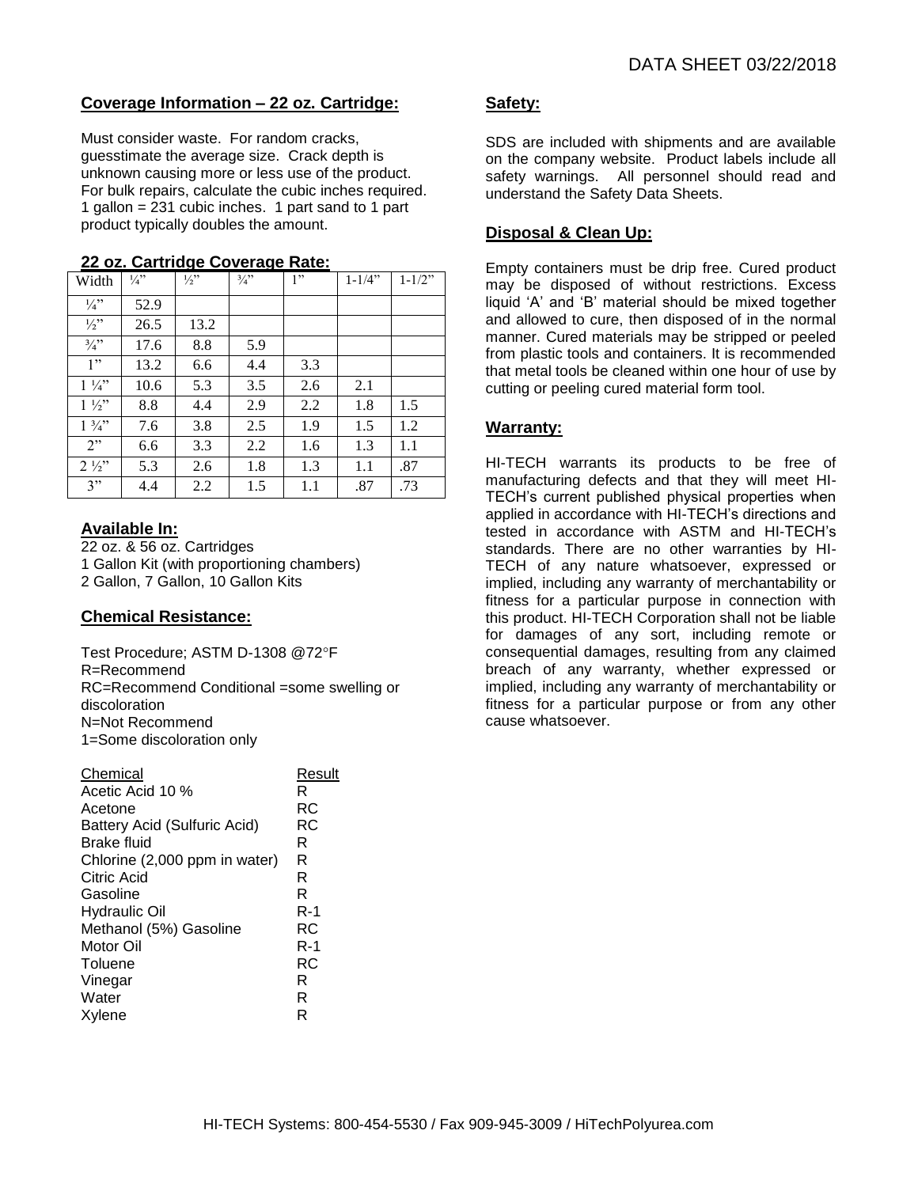DATA SHEET 03/22/2018

## Coverage Information – 22 oz. Cartridge:

Must consider waste. For random cracks, guesstimate the average size. Crack depth is unknown causing more or less use of the product. For bulk repairs, calculate the cubic inches required. 1 gallon = 231 cubic inches. 1 part sand to 1 part product typically doubles the amount.

### 22 oz. Cartridge Coverage Rate:

| Width | ¼" | ½" | ¾" | 1" | 1-1/4" | 1-1/2" |
|---|---|---|---|---|---|---|
| ¼" | 52.9 | | | | | |
| ½" | 26.5 | 13.2 | | | | |
| ¾" | 17.6 | 8.8 | 5.9 | | | |
| 1" | 13.2 | 6.6 | 4.4 | 3.3 | | |
| 1 ¼" | 10.6 | 5.3 | 3.5 | 2.6 | 2.1 | |
| 1 ½" | 8.8 | 4.4 | 2.9 | 2.2 | 1.8 | 1.5 |
| 1 ¾" | 7.6 | 3.8 | 2.5 | 1.9 | 1.5 | 1.2 |
| 2" | 6.6 | 3.3 | 2.2 | 1.6 | 1.3 | 1.1 |
| 2 ½" | 5.3 | 2.6 | 1.8 | 1.3 | 1.1 | .87 |
| 3" | 4.4 | 2.2 | 1.5 | 1.1 | .87 | .73 |

## Available In:

22 oz. & 56 oz. Cartridges
1 Gallon Kit (with proportioning chambers)
2 Gallon, 7 Gallon, 10 Gallon Kits

## Chemical Resistance:

Test Procedure; ASTM D-1308 @72°F
R=Recommend
RC=Recommend Conditional =some swelling or discoloration
N=Not Recommend
1=Some discoloration only

| Chemical | Result |
|---|---|
| Acetic Acid 10 % | R |
| Acetone | RC |
| Battery Acid (Sulfuric Acid) | RC |
| Brake fluid | R |
| Chlorine (2,000 ppm in water) | R |
| Citric Acid | R |
| Gasoline | R |
| Hydraulic Oil | R-1 |
| Methanol (5%) Gasoline | RC |
| Motor Oil | R-1 |
| Toluene | RC |
| Vinegar | R |
| Water | R |
| Xylene | R |

## Safety:

SDS are included with shipments and are available on the company website. Product labels include all safety warnings. All personnel should read and understand the Safety Data Sheets.

## Disposal & Clean Up:

Empty containers must be drip free. Cured product may be disposed of without restrictions. Excess liquid 'A' and 'B' material should be mixed together and allowed to cure, then disposed of in the normal manner. Cured materials may be stripped or peeled from plastic tools and containers. It is recommended that metal tools be cleaned within one hour of use by cutting or peeling cured material form tool.

## Warranty:

HI-TECH warrants its products to be free of manufacturing defects and that they will meet HI-TECH's current published physical properties when applied in accordance with HI-TECH's directions and tested in accordance with ASTM and HI-TECH's standards. There are no other warranties by HI-TECH of any nature whatsoever, expressed or implied, including any warranty of merchantability or fitness for a particular purpose in connection with this product. HI-TECH Corporation shall not be liable for damages of any sort, including remote or consequential damages, resulting from any claimed breach of any warranty, whether expressed or implied, including any warranty of merchantability or fitness for a particular purpose or from any other cause whatsoever.

HI-TECH Systems: 800-454-5530 / Fax 909-945-3009 / HiTechPolyurea.com